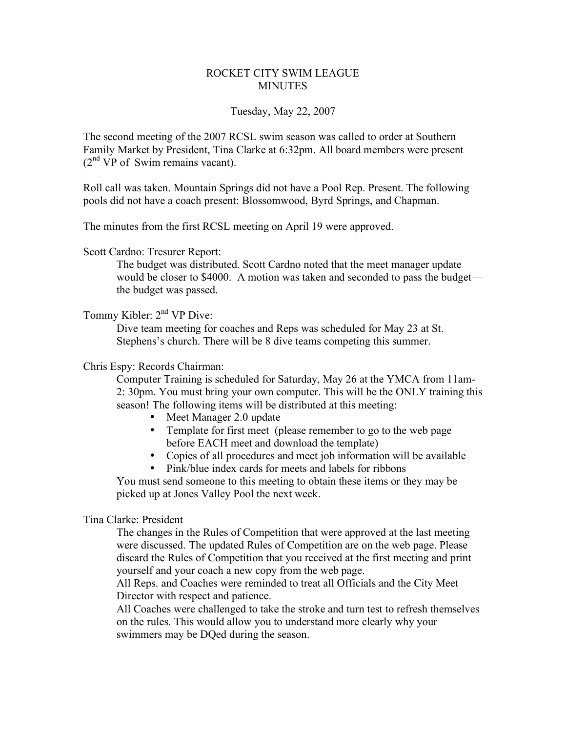# ROCKET CITY SWIM LEAGUE
## MINUTES

Tuesday, May 22, 2007

The second meeting of the 2007 RCSL swim season was called to order at Southern Family Market by President, Tina Clarke at 6:32pm. All board members were present (2nd VP of Swim remains vacant).

Roll call was taken. Mountain Springs did not have a Pool Rep. Present. The following pools did not have a coach present: Blossomwood, Byrd Springs, and Chapman.

The minutes from the first RCSL meeting on April 19 were approved.

Scott Cardno: Tresurer Report:

The budget was distributed. Scott Cardno noted that the meet manager update would be closer to $4000. A motion was taken and seconded to pass the budget—the budget was passed.

Tommy Kibler: 2nd VP Dive:

Dive team meeting for coaches and Reps was scheduled for May 23 at St. Stephens's church. There will be 8 dive teams competing this summer.

Chris Espy: Records Chairman:

Computer Training is scheduled for Saturday, May 26 at the YMCA from 11am-2: 30pm. You must bring your own computer. This will be the ONLY training this season! The following items will be distributed at this meeting:

- Meet Manager 2.0 update
- Template for first meet (please remember to go to the web page before EACH meet and download the template)
- Copies of all procedures and meet job information will be available
- Pink/blue index cards for meets and labels for ribbons

You must send someone to this meeting to obtain these items or they may be picked up at Jones Valley Pool the next week.

Tina Clarke: President

The changes in the Rules of Competition that were approved at the last meeting were discussed. The updated Rules of Competition are on the web page. Please discard the Rules of Competition that you received at the first meeting and print yourself and your coach a new copy from the web page.

All Reps. and Coaches were reminded to treat all Officials and the City Meet Director with respect and patience.

All Coaches were challenged to take the stroke and turn test to refresh themselves on the rules. This would allow you to understand more clearly why your swimmers may be DQed during the season.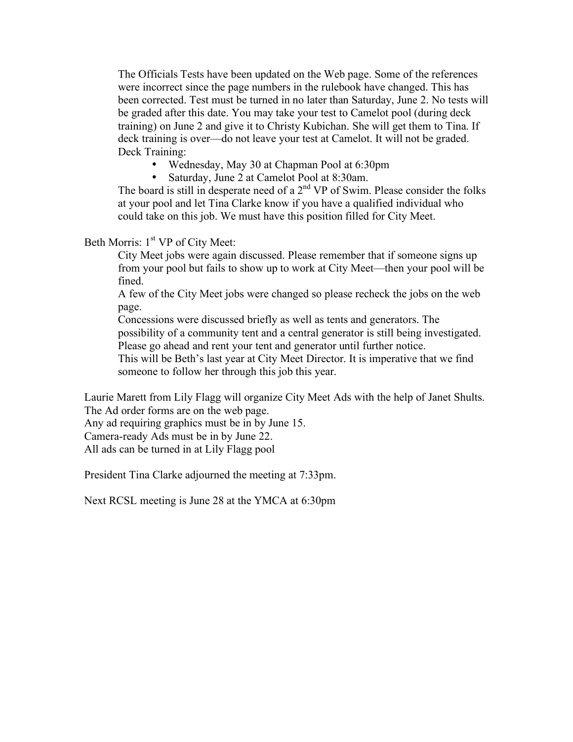The Officials Tests have been updated on the Web page. Some of the references were incorrect since the page numbers in the rulebook have changed. This has been corrected. Test must be turned in no later than Saturday, June 2. No tests will be graded after this date. You may take your test to Camelot pool (during deck training) on June 2 and give it to Christy Kubichan. She will get them to Tina. If deck training is over—do not leave your test at Camelot. It will not be graded.

Deck Training:

- Wednesday, May 30 at Chapman Pool at 6:30pm
- Saturday, June 2 at Camelot Pool at 8:30am.

The board is still in desperate need of a 2nd VP of Swim. Please consider the folks at your pool and let Tina Clarke know if you have a qualified individual who could take on this job. We must have this position filled for City Meet.

Beth Morris: 1st VP of City Meet:

City Meet jobs were again discussed. Please remember that if someone signs up from your pool but fails to show up to work at City Meet—then your pool will be fined.

A few of the City Meet jobs were changed so please recheck the jobs on the web page.

Concessions were discussed briefly as well as tents and generators. The possibility of a community tent and a central generator is still being investigated. Please go ahead and rent your tent and generator until further notice.

This will be Beth's last year at City Meet Director. It is imperative that we find someone to follow her through this job this year.

Laurie Marett from Lily Flagg will organize City Meet Ads with the help of Janet Shults.
The Ad order forms are on the web page.
Any ad requiring graphics must be in by June 15.
Camera-ready Ads must be in by June 22.
All ads can be turned in at Lily Flagg pool

President Tina Clarke adjourned the meeting at 7:33pm.

Next RCSL meeting is June 28 at the YMCA at 6:30pm